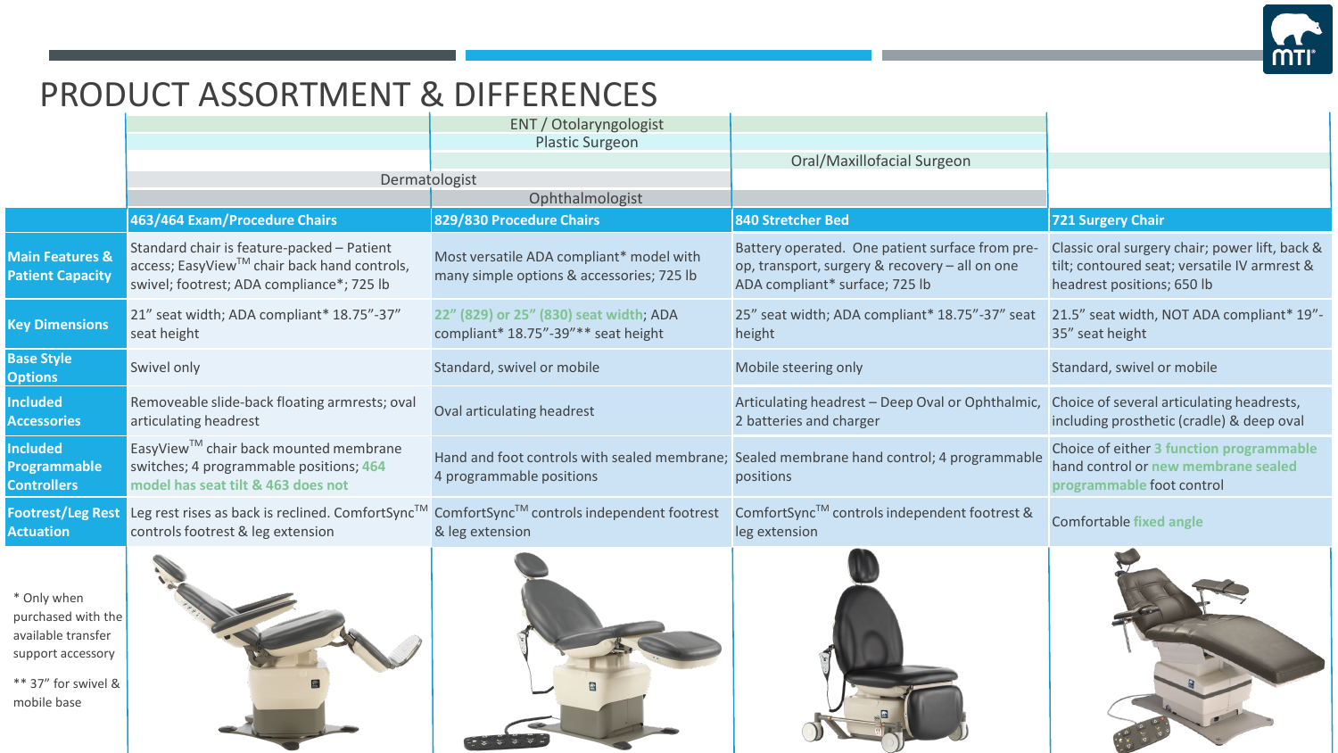# PRODUCT ASSORTMENT & DIFFERENCES

| | 463/464 Exam/Procedure Chairs | 829/830 Procedure Chairs | 840 Stretcher Bed | 721 Surgery Chair |
|---|---|---|---|---|
| **Specialties** | ENT / Otolaryngologist; Plastic Surgeon; Dermatologist; Ophthalmologist | ENT / Otolaryngologist; Plastic Surgeon; Oral/Maxillofacial Surgeon; Dermatologist; Ophthalmologist | Oral/Maxillofacial Surgeon; Ophthalmologist | Oral/Maxillofacial Surgeon |
| **Main Features & Patient Capacity** | Standard chair is feature-packed – Patient access; EasyView™ chair back hand controls, swivel; footrest; ADA compliance*; 725 lb | Most versatile ADA compliant* model with many simple options & accessories; 725 lb | Battery operated. One patient surface from pre-op, transport, surgery & recovery – all on one ADA compliant* surface; 725 lb | Classic oral surgery chair; power lift, back & tilt; contoured seat; versatile IV armrest & headrest positions; 650 lb |
| **Key Dimensions** | 21" seat width; ADA compliant* 18.75"-37" seat height | 22" (829) or 25" (830) seat width; ADA compliant* 18.75"-39"** seat height | 25" seat width; ADA compliant* 18.75"-37" seat height | 21.5" seat width, NOT ADA compliant* 19"-35" seat height |
| **Base Style Options** | Swivel only | Standard, swivel or mobile | Mobile steering only | Standard, swivel or mobile |
| **Included Accessories** | Removeable slide-back floating armrests; oval articulating headrest | Oval articulating headrest | Articulating headrest – Deep Oval or Ophthalmic, 2 batteries and charger | Choice of several articulating headrests, including prosthetic (cradle) & deep oval |
| **Included Programmable Controllers** | EasyView™ chair back mounted membrane switches; 4 programmable positions; 464 model has seat tilt & 463 does not | Hand and foot controls with sealed membrane; 4 programmable positions | Sealed membrane hand control; 4 programmable positions | Choice of either 3 function programmable hand control or new membrane sealed programmable foot control |
| **Footrest/Leg Rest Actuation** | Leg rest rises as back is reclined. ComfortSync™ controls footrest & leg extension | ComfortSync™ controls independent footrest & leg extension | ComfortSync™ controls independent footrest & leg extension | Comfortable fixed angle |

\* Only when purchased with the available transfer support accessory

\*\* 37" for swivel & mobile base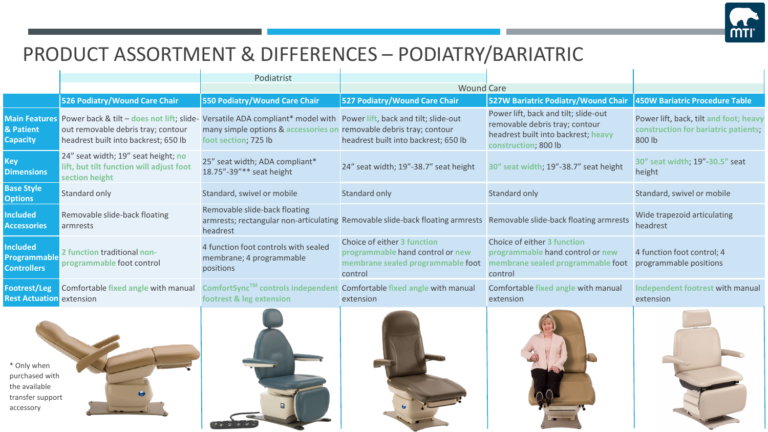# PRODUCT ASSORTMENT & DIFFERENCES – PODIATRY/BARIATRIC

| | | Podiatrist | | | |
|---|---|---|---|---|---|
| | | | Wound Care | | |
| | **526 Podiatry/Wound Care Chair** | **550 Podiatry/Wound Care Chair** | **527 Podiatry/Wound Care Chair** | **527W Bariatric Podiatry/Wound Chair** | **450W Bariatric Procedure Table** |
| **Main Features & Patient Capacity** | Power back & tilt – does not lift; slide-out removable debris tray; contour headrest built into backrest; 650 lb | Versatile ADA compliant* model with many simple options & accessories on foot section; 725 lb | Power lift, back and tilt; slide-out removable debris tray; contour headrest built into backrest; 650 lb | Power lift, back and tilt; slide-out removable debris tray; contour headrest built into backrest; heavy construction; 800 lb | Power lift, back, tilt and foot; heavy construction for bariatric patients; 800 lb |
| **Key Dimensions** | 24" seat width; 19" seat height; no lift, but tilt function will adjust foot section height | 25" seat width; ADA compliant* 18.75"-39"** seat height | 24" seat width; 19"-38.7" seat height | 30" seat width; 19"-38.7" seat height | 30" seat width; 19"-30.5" seat height |
| **Base Style Options** | Standard only | Standard, swivel or mobile | Standard only | Standard only | Standard, swivel or mobile |
| **Included Accessories** | Removable slide-back floating armrests | Removable slide-back floating armrests; rectangular non-articulating headrest | Removable slide-back floating armrests | Removable slide-back floating armrests | Wide trapezoid articulating headrest |
| **Included Programmable Controllers** | 2 function traditional non-programmable foot control | 4 function foot controls with sealed membrane; 4 programmable positions | Choice of either 3 function programmable hand control or new membrane sealed programmable foot control | Choice of either 3 function programmable hand control or new membrane sealed programmable foot control | 4 function foot control; 4 programmable positions |
| **Footrest/Leg Rest Actuation** | Comfortable fixed angle with manual extension | ComfortSync™ controls independent footrest & leg extension | Comfortable fixed angle with manual extension | Comfortable fixed angle with manual extension | Independent footrest with manual extension |

\* Only when purchased with the available transfer support accessory